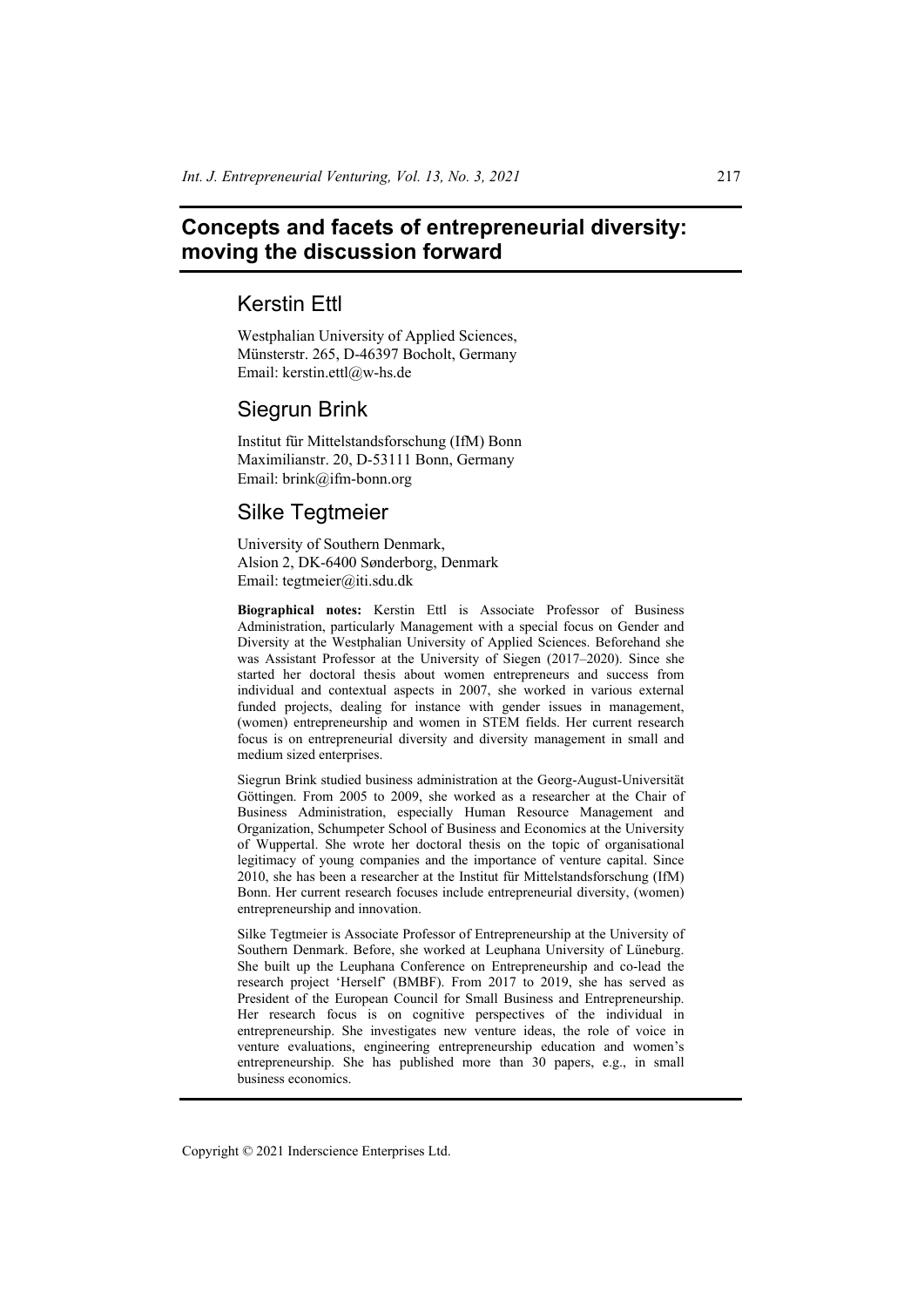# Concepts and facets of entrepreneurial diversity: moving the discussion forward

## Kerstin Ettl

Westphalian University of Applied Sciences,
Münsterstr. 265, D-46397 Bocholt, Germany
Email: kerstin.ettl@w-hs.de

## Siegrun Brink

Institut für Mittelstandsforschung (IfM) Bonn
Maximilianstr. 20, D-53111 Bonn, Germany
Email: brink@ifm-bonn.org

## Silke Tegtmeier

University of Southern Denmark,
Alsion 2, DK-6400 Sønderborg, Denmark
Email: tegtmeier@iti.sdu.dk

**Biographical notes:** Kerstin Ettl is Associate Professor of Business Administration, particularly Management with a special focus on Gender and Diversity at the Westphalian University of Applied Sciences. Beforehand she was Assistant Professor at the University of Siegen (2017–2020). Since she started her doctoral thesis about women entrepreneurs and success from individual and contextual aspects in 2007, she worked in various external funded projects, dealing for instance with gender issues in management, (women) entrepreneurship and women in STEM fields. Her current research focus is on entrepreneurial diversity and diversity management in small and medium sized enterprises.

Siegrun Brink studied business administration at the Georg-August-Universität Göttingen. From 2005 to 2009, she worked as a researcher at the Chair of Business Administration, especially Human Resource Management and Organization, Schumpeter School of Business and Economics at the University of Wuppertal. She wrote her doctoral thesis on the topic of organisational legitimacy of young companies and the importance of venture capital. Since 2010, she has been a researcher at the Institut für Mittelstandsforschung (IfM) Bonn. Her current research focuses include entrepreneurial diversity, (women) entrepreneurship and innovation.

Silke Tegtmeier is Associate Professor of Entrepreneurship at the University of Southern Denmark. Before, she worked at Leuphana University of Lüneburg. She built up the Leuphana Conference on Entrepreneurship and co-lead the research project 'Herself' (BMBF). From 2017 to 2019, she has served as President of the European Council for Small Business and Entrepreneurship. Her research focus is on cognitive perspectives of the individual in entrepreneurship. She investigates new venture ideas, the role of voice in venture evaluations, engineering entrepreneurship education and women's entrepreneurship. She has published more than 30 papers, e.g., in small business economics.

Copyright © 2021 Inderscience Enterprises Ltd.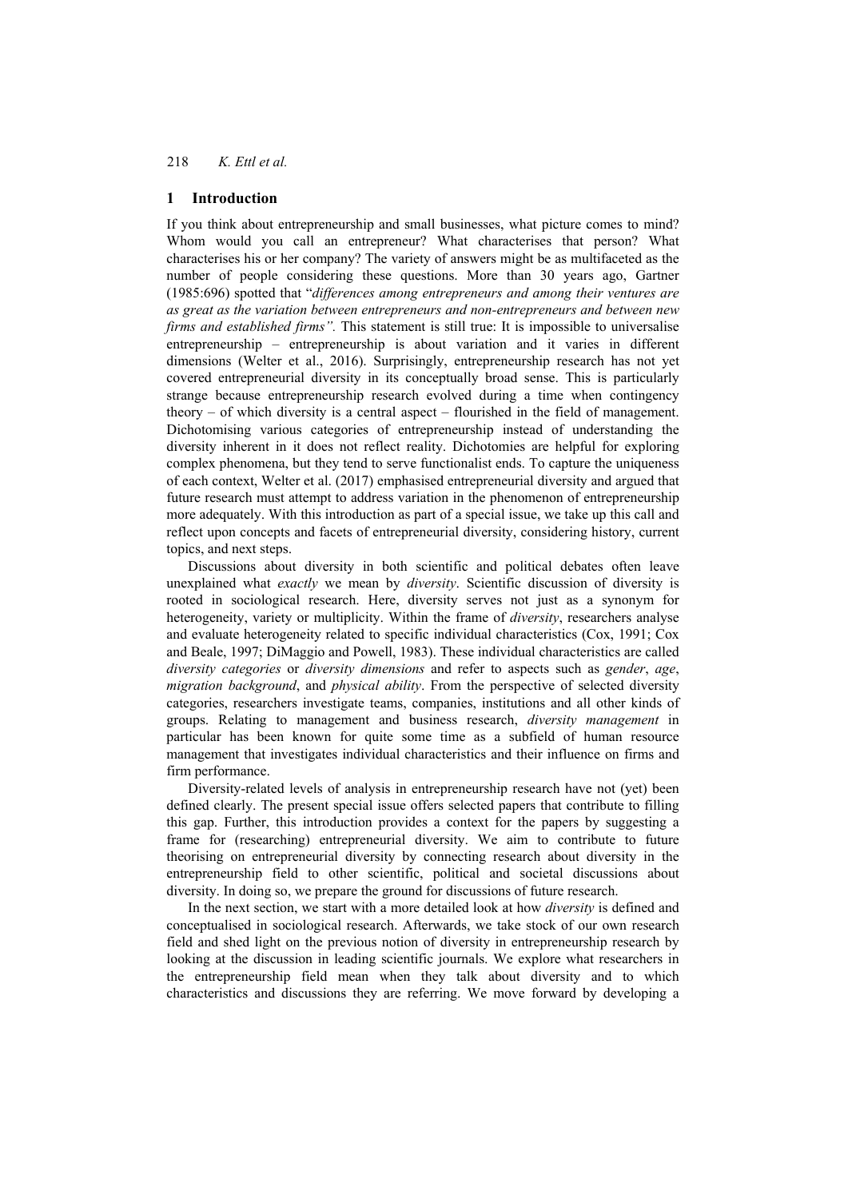## 1 Introduction

If you think about entrepreneurship and small businesses, what picture comes to mind? Whom would you call an entrepreneur? What characterises that person? What characterises his or her company? The variety of answers might be as multifaceted as the number of people considering these questions. More than 30 years ago, Gartner (1985:696) spotted that "*differences among entrepreneurs and among their ventures are as great as the variation between entrepreneurs and non-entrepreneurs and between new firms and established firms"*. This statement is still true: It is impossible to universalise entrepreneurship – entrepreneurship is about variation and it varies in different dimensions (Welter et al., 2016). Surprisingly, entrepreneurship research has not yet covered entrepreneurial diversity in its conceptually broad sense. This is particularly strange because entrepreneurship research evolved during a time when contingency theory – of which diversity is a central aspect – flourished in the field of management. Dichotomising various categories of entrepreneurship instead of understanding the diversity inherent in it does not reflect reality. Dichotomies are helpful for exploring complex phenomena, but they tend to serve functionalist ends. To capture the uniqueness of each context, Welter et al. (2017) emphasised entrepreneurial diversity and argued that future research must attempt to address variation in the phenomenon of entrepreneurship more adequately. With this introduction as part of a special issue, we take up this call and reflect upon concepts and facets of entrepreneurial diversity, considering history, current topics, and next steps.

Discussions about diversity in both scientific and political debates often leave unexplained what *exactly* we mean by *diversity*. Scientific discussion of diversity is rooted in sociological research. Here, diversity serves not just as a synonym for heterogeneity, variety or multiplicity. Within the frame of *diversity*, researchers analyse and evaluate heterogeneity related to specific individual characteristics (Cox, 1991; Cox and Beale, 1997; DiMaggio and Powell, 1983). These individual characteristics are called *diversity categories* or *diversity dimensions* and refer to aspects such as *gender*, *age*, *migration background*, and *physical ability*. From the perspective of selected diversity categories, researchers investigate teams, companies, institutions and all other kinds of groups. Relating to management and business research, *diversity management* in particular has been known for quite some time as a subfield of human resource management that investigates individual characteristics and their influence on firms and firm performance.

Diversity-related levels of analysis in entrepreneurship research have not (yet) been defined clearly. The present special issue offers selected papers that contribute to filling this gap. Further, this introduction provides a context for the papers by suggesting a frame for (researching) entrepreneurial diversity. We aim to contribute to future theorising on entrepreneurial diversity by connecting research about diversity in the entrepreneurship field to other scientific, political and societal discussions about diversity. In doing so, we prepare the ground for discussions of future research.

In the next section, we start with a more detailed look at how *diversity* is defined and conceptualised in sociological research. Afterwards, we take stock of our own research field and shed light on the previous notion of diversity in entrepreneurship research by looking at the discussion in leading scientific journals. We explore what researchers in the entrepreneurship field mean when they talk about diversity and to which characteristics and discussions they are referring. We move forward by developing a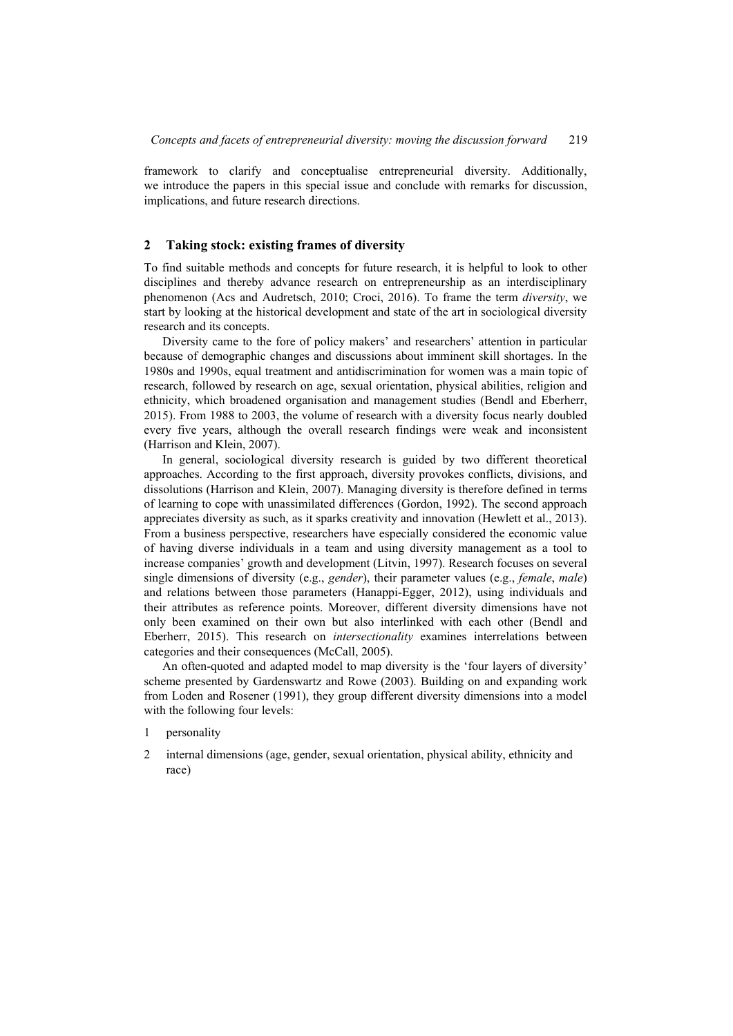framework to clarify and conceptualise entrepreneurial diversity. Additionally, we introduce the papers in this special issue and conclude with remarks for discussion, implications, and future research directions.

## 2 Taking stock: existing frames of diversity

To find suitable methods and concepts for future research, it is helpful to look to other disciplines and thereby advance research on entrepreneurship as an interdisciplinary phenomenon (Acs and Audretsch, 2010; Croci, 2016). To frame the term *diversity*, we start by looking at the historical development and state of the art in sociological diversity research and its concepts.

Diversity came to the fore of policy makers' and researchers' attention in particular because of demographic changes and discussions about imminent skill shortages. In the 1980s and 1990s, equal treatment and antidiscrimination for women was a main topic of research, followed by research on age, sexual orientation, physical abilities, religion and ethnicity, which broadened organisation and management studies (Bendl and Eberherr, 2015). From 1988 to 2003, the volume of research with a diversity focus nearly doubled every five years, although the overall research findings were weak and inconsistent (Harrison and Klein, 2007).

In general, sociological diversity research is guided by two different theoretical approaches. According to the first approach, diversity provokes conflicts, divisions, and dissolutions (Harrison and Klein, 2007). Managing diversity is therefore defined in terms of learning to cope with unassimilated differences (Gordon, 1992). The second approach appreciates diversity as such, as it sparks creativity and innovation (Hewlett et al., 2013). From a business perspective, researchers have especially considered the economic value of having diverse individuals in a team and using diversity management as a tool to increase companies' growth and development (Litvin, 1997). Research focuses on several single dimensions of diversity (e.g., *gender*), their parameter values (e.g., *female*, *male*) and relations between those parameters (Hanappi-Egger, 2012), using individuals and their attributes as reference points. Moreover, different diversity dimensions have not only been examined on their own but also interlinked with each other (Bendl and Eberherr, 2015). This research on *intersectionality* examines interrelations between categories and their consequences (McCall, 2005).

An often-quoted and adapted model to map diversity is the 'four layers of diversity' scheme presented by Gardenswartz and Rowe (2003). Building on and expanding work from Loden and Rosener (1991), they group different diversity dimensions into a model with the following four levels:

1. personality
2. internal dimensions (age, gender, sexual orientation, physical ability, ethnicity and race)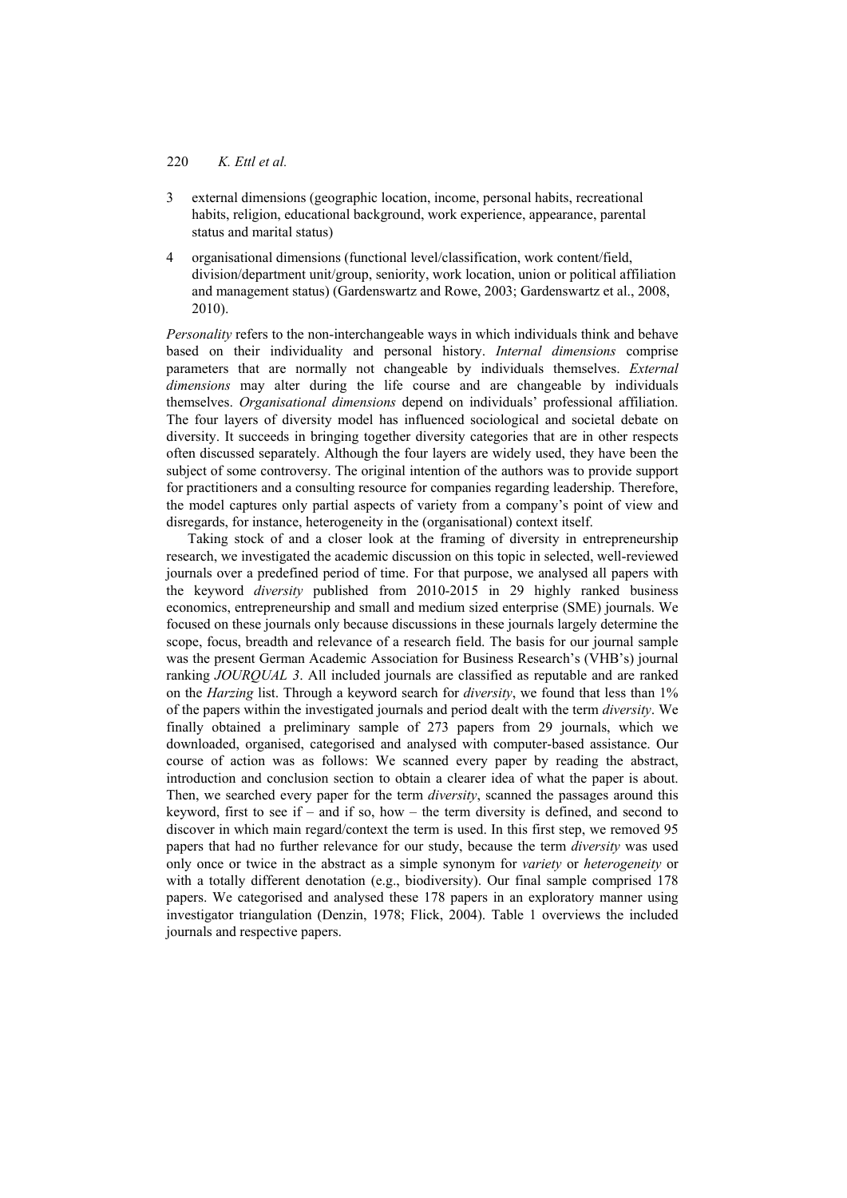3. external dimensions (geographic location, income, personal habits, recreational habits, religion, educational background, work experience, appearance, parental status and marital status)

4. organisational dimensions (functional level/classification, work content/field, division/department unit/group, seniority, work location, union or political affiliation and management status) (Gardenswartz and Rowe, 2003; Gardenswartz et al., 2008, 2010).

*Personality* refers to the non-interchangeable ways in which individuals think and behave based on their individuality and personal history. *Internal dimensions* comprise parameters that are normally not changeable by individuals themselves. *External dimensions* may alter during the life course and are changeable by individuals themselves. *Organisational dimensions* depend on individuals' professional affiliation. The four layers of diversity model has influenced sociological and societal debate on diversity. It succeeds in bringing together diversity categories that are in other respects often discussed separately. Although the four layers are widely used, they have been the subject of some controversy. The original intention of the authors was to provide support for practitioners and a consulting resource for companies regarding leadership. Therefore, the model captures only partial aspects of variety from a company's point of view and disregards, for instance, heterogeneity in the (organisational) context itself.

Taking stock of and a closer look at the framing of diversity in entrepreneurship research, we investigated the academic discussion on this topic in selected, well-reviewed journals over a predefined period of time. For that purpose, we analysed all papers with the keyword *diversity* published from 2010-2015 in 29 highly ranked business economics, entrepreneurship and small and medium sized enterprise (SME) journals. We focused on these journals only because discussions in these journals largely determine the scope, focus, breadth and relevance of a research field. The basis for our journal sample was the present German Academic Association for Business Research's (VHB's) journal ranking *JOURQUAL 3*. All included journals are classified as reputable and are ranked on the *Harzing* list. Through a keyword search for *diversity*, we found that less than 1% of the papers within the investigated journals and period dealt with the term *diversity*. We finally obtained a preliminary sample of 273 papers from 29 journals, which we downloaded, organised, categorised and analysed with computer-based assistance. Our course of action was as follows: We scanned every paper by reading the abstract, introduction and conclusion section to obtain a clearer idea of what the paper is about. Then, we searched every paper for the term *diversity*, scanned the passages around this keyword, first to see if – and if so, how – the term diversity is defined, and second to discover in which main regard/context the term is used. In this first step, we removed 95 papers that had no further relevance for our study, because the term *diversity* was used only once or twice in the abstract as a simple synonym for *variety* or *heterogeneity* or with a totally different denotation (e.g., biodiversity). Our final sample comprised 178 papers. We categorised and analysed these 178 papers in an exploratory manner using investigator triangulation (Denzin, 1978; Flick, 2004). Table 1 overviews the included journals and respective papers.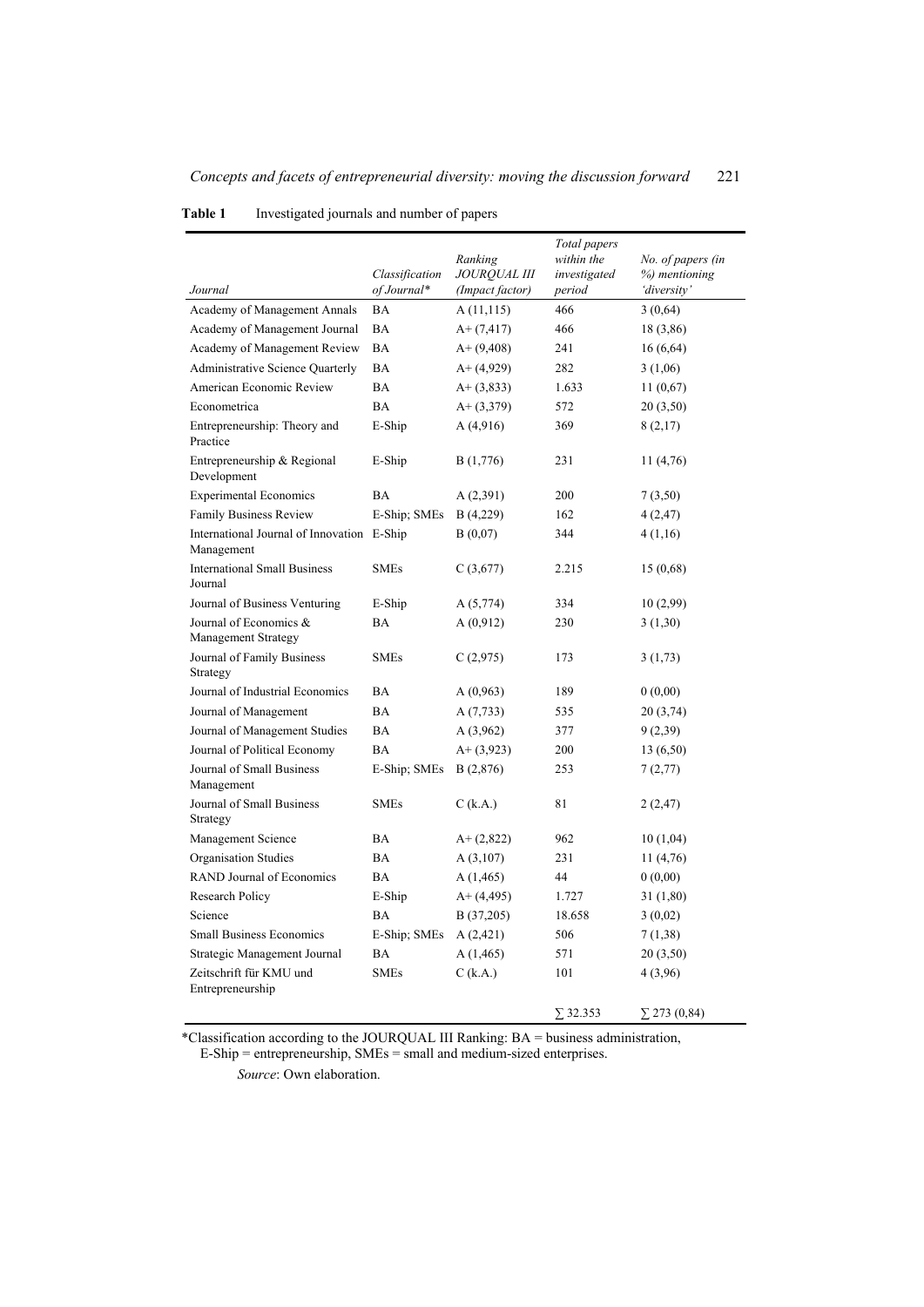**Table 1** Investigated journals and number of papers

| *Journal* | *Classification of Journal\** | *Ranking JOURQUAL III (Impact factor)* | *Total papers within the investigated period* | *No. of papers (in %) mentioning 'diversity'* |
|---|---|---|---|---|
| Academy of Management Annals | BA | A (11,115) | 466 | 3 (0,64) |
| Academy of Management Journal | BA | A+ (7,417) | 466 | 18 (3,86) |
| Academy of Management Review | BA | A+ (9,408) | 241 | 16 (6,64) |
| Administrative Science Quarterly | BA | A+ (4,929) | 282 | 3 (1,06) |
| American Economic Review | BA | A+ (3,833) | 1.633 | 11 (0,67) |
| Econometrica | BA | A+ (3,379) | 572 | 20 (3,50) |
| Entrepreneurship: Theory and Practice | E-Ship | A (4,916) | 369 | 8 (2,17) |
| Entrepreneurship & Regional Development | E-Ship | B (1,776) | 231 | 11 (4,76) |
| Experimental Economics | BA | A (2,391) | 200 | 7 (3,50) |
| Family Business Review | E-Ship; SMEs | B (4,229) | 162 | 4 (2,47) |
| International Journal of Innovation Management | E-Ship | B (0,07) | 344 | 4 (1,16) |
| International Small Business Journal | SMEs | C (3,677) | 2.215 | 15 (0,68) |
| Journal of Business Venturing | E-Ship | A (5,774) | 334 | 10 (2,99) |
| Journal of Economics & Management Strategy | BA | A (0,912) | 230 | 3 (1,30) |
| Journal of Family Business Strategy | SMEs | C (2,975) | 173 | 3 (1,73) |
| Journal of Industrial Economics | BA | A (0,963) | 189 | 0 (0,00) |
| Journal of Management | BA | A (7,733) | 535 | 20 (3,74) |
| Journal of Management Studies | BA | A (3,962) | 377 | 9 (2,39) |
| Journal of Political Economy | BA | A+ (3,923) | 200 | 13 (6,50) |
| Journal of Small Business Management | E-Ship; SMEs | B (2,876) | 253 | 7 (2,77) |
| Journal of Small Business Strategy | SMEs | C (k.A.) | 81 | 2 (2,47) |
| Management Science | BA | A+ (2,822) | 962 | 10 (1,04) |
| Organisation Studies | BA | A (3,107) | 231 | 11 (4,76) |
| RAND Journal of Economics | BA | A (1,465) | 44 | 0 (0,00) |
| Research Policy | E-Ship | A+ (4,495) | 1.727 | 31 (1,80) |
| Science | BA | B (37,205) | 18.658 | 3 (0,02) |
| Small Business Economics | E-Ship; SMEs | A (2,421) | 506 | 7 (1,38) |
| Strategic Management Journal | BA | A (1,465) | 571 | 20 (3,50) |
| Zeitschrift für KMU und Entrepreneurship | SMEs | C (k.A.) | 101 | 4 (3,96) |
| | | | ∑ 32.353 | ∑ 273 (0,84) |

\*Classification according to the JOURQUAL III Ranking: BA = business administration, E-Ship = entrepreneurship, SMEs = small and medium-sized enterprises.

*Source*: Own elaboration.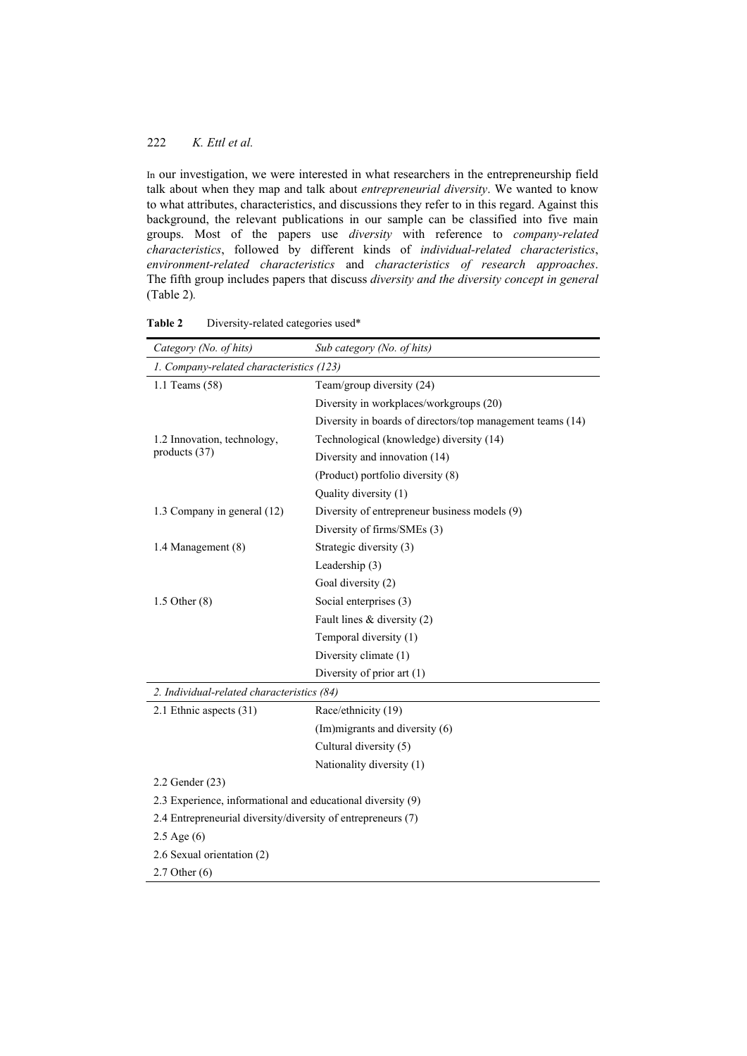In our investigation, we were interested in what researchers in the entrepreneurship field talk about when they map and talk about *entrepreneurial diversity*. We wanted to know to what attributes, characteristics, and discussions they refer to in this regard. Against this background, the relevant publications in our sample can be classified into five main groups. Most of the papers use *diversity* with reference to *company-related characteristics*, followed by different kinds of *individual-related characteristics*, *environment-related characteristics* and *characteristics of research approaches*. The fifth group includes papers that discuss *diversity and the diversity concept in general* (Table 2).

**Table 2** Diversity-related categories used*

| *Category (No. of hits)* | *Sub category (No. of hits)* |
|---|---|
| *1. Company-related characteristics (123)* | |
| 1.1 Teams (58) | Team/group diversity (24) |
| | Diversity in workplaces/workgroups (20) |
| | Diversity in boards of directors/top management teams (14) |
| 1.2 Innovation, technology, products (37) | Technological (knowledge) diversity (14) |
| | Diversity and innovation (14) |
| | (Product) portfolio diversity (8) |
| | Quality diversity (1) |
| 1.3 Company in general (12) | Diversity of entrepreneur business models (9) |
| | Diversity of firms/SMEs (3) |
| 1.4 Management (8) | Strategic diversity (3) |
| | Leadership (3) |
| | Goal diversity (2) |
| 1.5 Other (8) | Social enterprises (3) |
| | Fault lines & diversity (2) |
| | Temporal diversity (1) |
| | Diversity climate (1) |
| | Diversity of prior art (1) |
| *2. Individual-related characteristics (84)* | |
| 2.1 Ethnic aspects (31) | Race/ethnicity (19) |
| | (Im)migrants and diversity (6) |
| | Cultural diversity (5) |
| | Nationality diversity (1) |
| 2.2 Gender (23) | |
| 2.3 Experience, informational and educational diversity (9) | |
| 2.4 Entrepreneurial diversity/diversity of entrepreneurs (7) | |
| 2.5 Age (6) | |
| 2.6 Sexual orientation (2) | |
| 2.7 Other (6) | |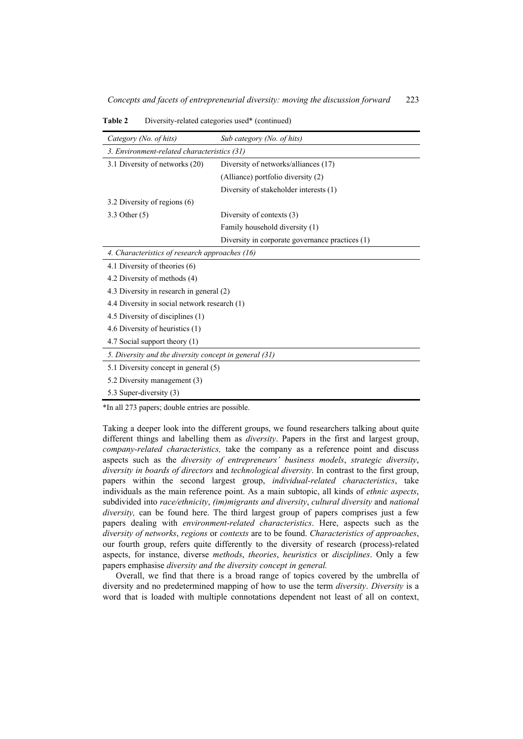**Table 2** Diversity-related categories used* (continued)

| *Category (No. of hits)* | *Sub category (No. of hits)* |
|---|---|
| *3. Environment-related characteristics (31)* | |
| 3.1 Diversity of networks (20) | Diversity of networks/alliances (17) |
| | (Alliance) portfolio diversity (2) |
| | Diversity of stakeholder interests (1) |
| 3.2 Diversity of regions (6) | |
| 3.3 Other (5) | Diversity of contexts (3) |
| | Family household diversity (1) |
| | Diversity in corporate governance practices (1) |
| *4. Characteristics of research approaches (16)* | |
| 4.1 Diversity of theories (6) | |
| 4.2 Diversity of methods (4) | |
| 4.3 Diversity in research in general (2) | |
| 4.4 Diversity in social network research (1) | |
| 4.5 Diversity of disciplines (1) | |
| 4.6 Diversity of heuristics (1) | |
| 4.7 Social support theory (1) | |
| *5. Diversity and the diversity concept in general (31)* | |
| 5.1 Diversity concept in general (5) | |
| 5.2 Diversity management (3) | |
| 5.3 Super-diversity (3) | |

*In all 273 papers; double entries are possible.

Taking a deeper look into the different groups, we found researchers talking about quite different things and labelling them as *diversity*. Papers in the first and largest group, *company-related characteristics,* take the company as a reference point and discuss aspects such as the *diversity of entrepreneurs' business models*, *strategic diversity*, *diversity in boards of directors* and *technological diversity*. In contrast to the first group, papers within the second largest group, *individual-related characteristics*, take individuals as the main reference point. As a main subtopic, all kinds of *ethnic aspects*, subdivided into *race/ethnicity*, *(im)migrants and diversity*, *cultural diversity* and *national diversity,* can be found here. The third largest group of papers comprises just a few papers dealing with *environment-related characteristics*. Here, aspects such as the *diversity of networks*, *regions* or *contexts* are to be found. *Characteristics of approaches*, our fourth group, refers quite differently to the diversity of research (process)-related aspects, for instance, diverse *methods*, *theories*, *heuristics* or *disciplines*. Only a few papers emphasise *diversity and the diversity concept in general.*

Overall, we find that there is a broad range of topics covered by the umbrella of diversity and no predetermined mapping of how to use the term *diversity*. *Diversity* is a word that is loaded with multiple connotations dependent not least of all on context,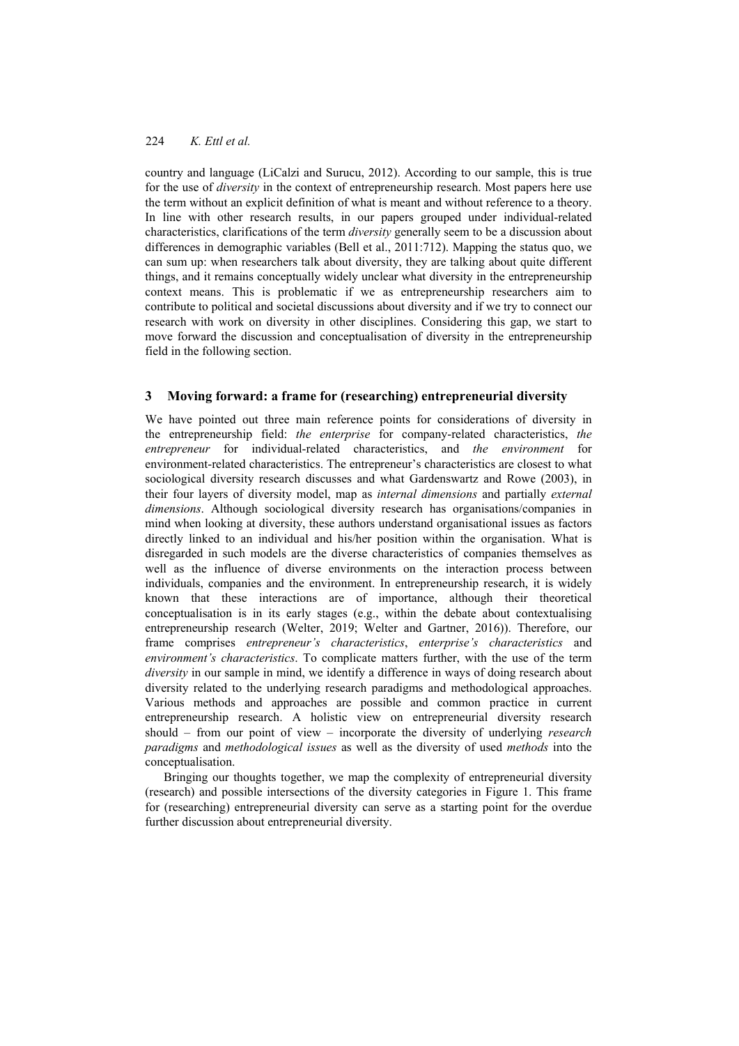country and language (LiCalzi and Surucu, 2012). According to our sample, this is true for the use of *diversity* in the context of entrepreneurship research. Most papers here use the term without an explicit definition of what is meant and without reference to a theory. In line with other research results, in our papers grouped under individual-related characteristics, clarifications of the term *diversity* generally seem to be a discussion about differences in demographic variables (Bell et al., 2011:712). Mapping the status quo, we can sum up: when researchers talk about diversity, they are talking about quite different things, and it remains conceptually widely unclear what diversity in the entrepreneurship context means. This is problematic if we as entrepreneurship researchers aim to contribute to political and societal discussions about diversity and if we try to connect our research with work on diversity in other disciplines. Considering this gap, we start to move forward the discussion and conceptualisation of diversity in the entrepreneurship field in the following section.

## 3 Moving forward: a frame for (researching) entrepreneurial diversity

We have pointed out three main reference points for considerations of diversity in the entrepreneurship field: *the enterprise* for company-related characteristics, *the entrepreneur* for individual-related characteristics, and *the environment* for environment-related characteristics. The entrepreneur's characteristics are closest to what sociological diversity research discusses and what Gardenswartz and Rowe (2003), in their four layers of diversity model, map as *internal dimensions* and partially *external dimensions*. Although sociological diversity research has organisations/companies in mind when looking at diversity, these authors understand organisational issues as factors directly linked to an individual and his/her position within the organisation. What is disregarded in such models are the diverse characteristics of companies themselves as well as the influence of diverse environments on the interaction process between individuals, companies and the environment. In entrepreneurship research, it is widely known that these interactions are of importance, although their theoretical conceptualisation is in its early stages (e.g., within the debate about contextualising entrepreneurship research (Welter, 2019; Welter and Gartner, 2016)). Therefore, our frame comprises *entrepreneur's characteristics*, *enterprise's characteristics* and *environment's characteristics*. To complicate matters further, with the use of the term *diversity* in our sample in mind, we identify a difference in ways of doing research about diversity related to the underlying research paradigms and methodological approaches. Various methods and approaches are possible and common practice in current entrepreneurship research. A holistic view on entrepreneurial diversity research should – from our point of view – incorporate the diversity of underlying *research paradigms* and *methodological issues* as well as the diversity of used *methods* into the conceptualisation.

Bringing our thoughts together, we map the complexity of entrepreneurial diversity (research) and possible intersections of the diversity categories in Figure 1. This frame for (researching) entrepreneurial diversity can serve as a starting point for the overdue further discussion about entrepreneurial diversity.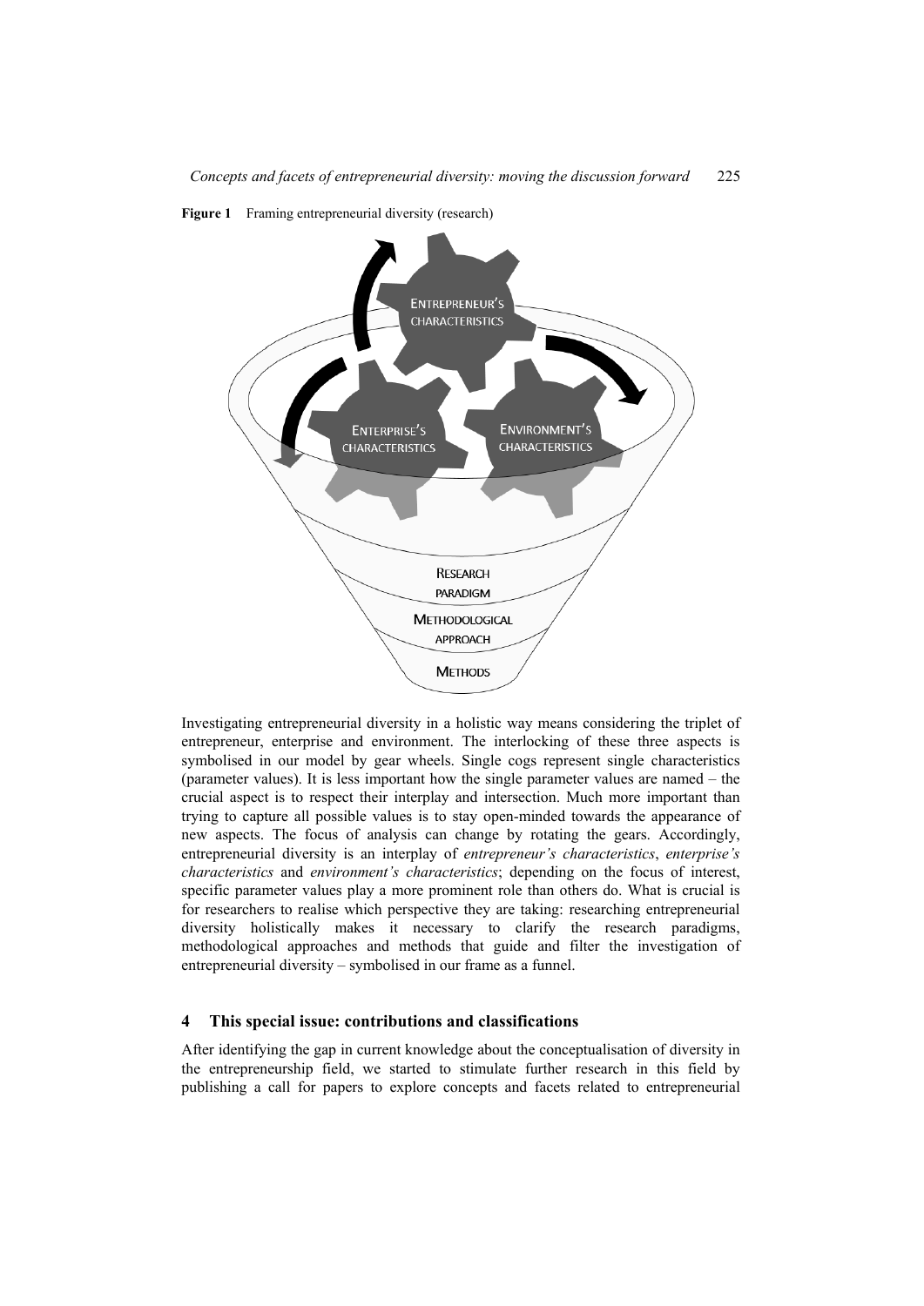**Figure 1** Framing entrepreneurial diversity (research)

Investigating entrepreneurial diversity in a holistic way means considering the triplet of entrepreneur, enterprise and environment. The interlocking of these three aspects is symbolised in our model by gear wheels. Single cogs represent single characteristics (parameter values). It is less important how the single parameter values are named – the crucial aspect is to respect their interplay and intersection. Much more important than trying to capture all possible values is to stay open-minded towards the appearance of new aspects. The focus of analysis can change by rotating the gears. Accordingly, entrepreneurial diversity is an interplay of *entrepreneur's characteristics*, *enterprise's characteristics* and *environment's characteristics*; depending on the focus of interest, specific parameter values play a more prominent role than others do. What is crucial is for researchers to realise which perspective they are taking: researching entrepreneurial diversity holistically makes it necessary to clarify the research paradigms, methodological approaches and methods that guide and filter the investigation of entrepreneurial diversity – symbolised in our frame as a funnel.

## 4 This special issue: contributions and classifications

After identifying the gap in current knowledge about the conceptualisation of diversity in the entrepreneurship field, we started to stimulate further research in this field by publishing a call for papers to explore concepts and facets related to entrepreneurial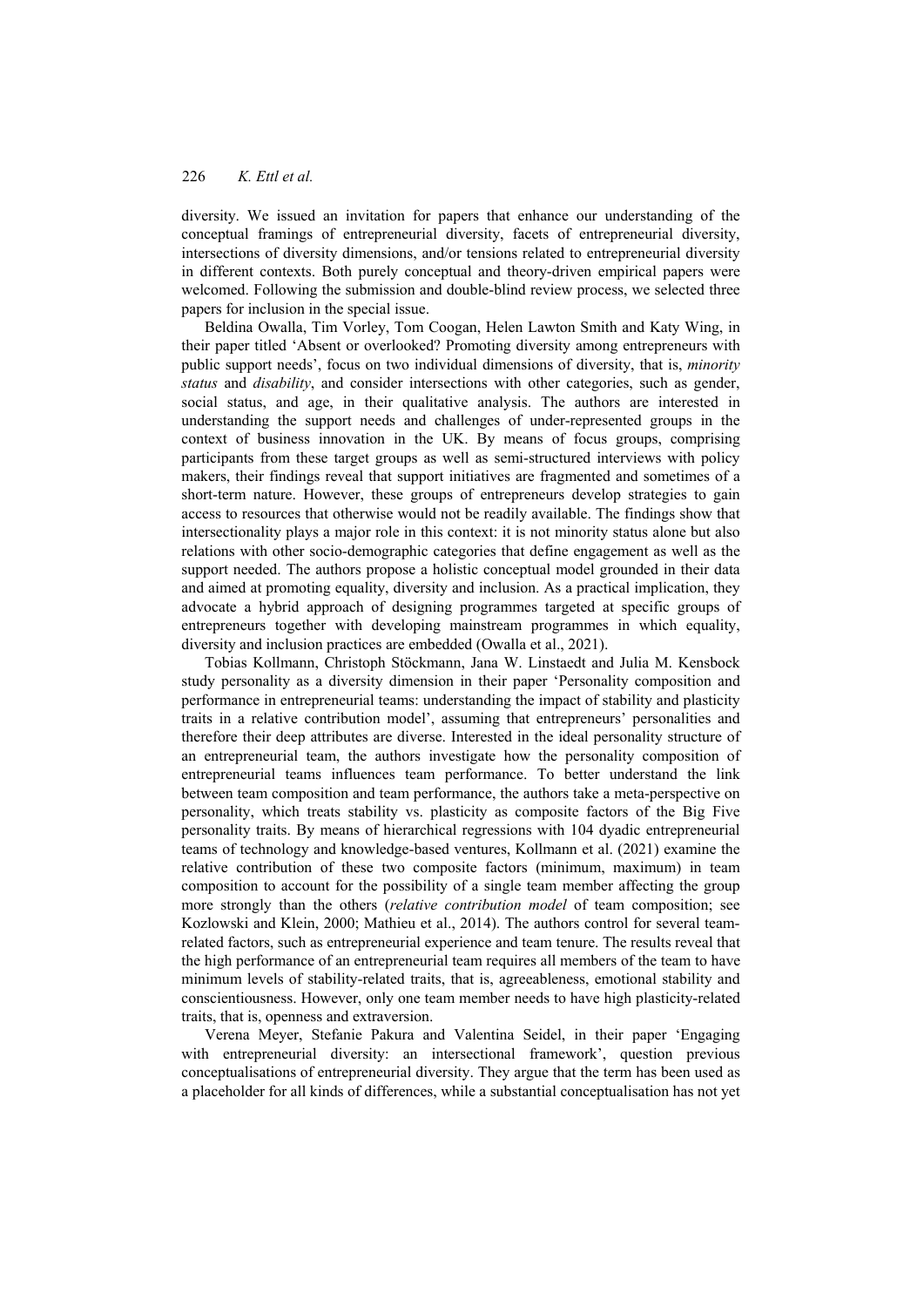diversity. We issued an invitation for papers that enhance our understanding of the conceptual framings of entrepreneurial diversity, facets of entrepreneurial diversity, intersections of diversity dimensions, and/or tensions related to entrepreneurial diversity in different contexts. Both purely conceptual and theory-driven empirical papers were welcomed. Following the submission and double-blind review process, we selected three papers for inclusion in the special issue.

Beldina Owalla, Tim Vorley, Tom Coogan, Helen Lawton Smith and Katy Wing, in their paper titled 'Absent or overlooked? Promoting diversity among entrepreneurs with public support needs', focus on two individual dimensions of diversity, that is, *minority status* and *disability*, and consider intersections with other categories, such as gender, social status, and age, in their qualitative analysis. The authors are interested in understanding the support needs and challenges of under-represented groups in the context of business innovation in the UK. By means of focus groups, comprising participants from these target groups as well as semi-structured interviews with policy makers, their findings reveal that support initiatives are fragmented and sometimes of a short-term nature. However, these groups of entrepreneurs develop strategies to gain access to resources that otherwise would not be readily available. The findings show that intersectionality plays a major role in this context: it is not minority status alone but also relations with other socio-demographic categories that define engagement as well as the support needed. The authors propose a holistic conceptual model grounded in their data and aimed at promoting equality, diversity and inclusion. As a practical implication, they advocate a hybrid approach of designing programmes targeted at specific groups of entrepreneurs together with developing mainstream programmes in which equality, diversity and inclusion practices are embedded (Owalla et al., 2021).

Tobias Kollmann, Christoph Stöckmann, Jana W. Linstaedt and Julia M. Kensbock study personality as a diversity dimension in their paper 'Personality composition and performance in entrepreneurial teams: understanding the impact of stability and plasticity traits in a relative contribution model', assuming that entrepreneurs' personalities and therefore their deep attributes are diverse. Interested in the ideal personality structure of an entrepreneurial team, the authors investigate how the personality composition of entrepreneurial teams influences team performance. To better understand the link between team composition and team performance, the authors take a meta-perspective on personality, which treats stability vs. plasticity as composite factors of the Big Five personality traits. By means of hierarchical regressions with 104 dyadic entrepreneurial teams of technology and knowledge-based ventures, Kollmann et al. (2021) examine the relative contribution of these two composite factors (minimum, maximum) in team composition to account for the possibility of a single team member affecting the group more strongly than the others (*relative contribution model* of team composition; see Kozlowski and Klein, 2000; Mathieu et al., 2014). The authors control for several team-related factors, such as entrepreneurial experience and team tenure. The results reveal that the high performance of an entrepreneurial team requires all members of the team to have minimum levels of stability-related traits, that is, agreeableness, emotional stability and conscientiousness. However, only one team member needs to have high plasticity-related traits, that is, openness and extraversion.

Verena Meyer, Stefanie Pakura and Valentina Seidel, in their paper 'Engaging with entrepreneurial diversity: an intersectional framework', question previous conceptualisations of entrepreneurial diversity. They argue that the term has been used as a placeholder for all kinds of differences, while a substantial conceptualisation has not yet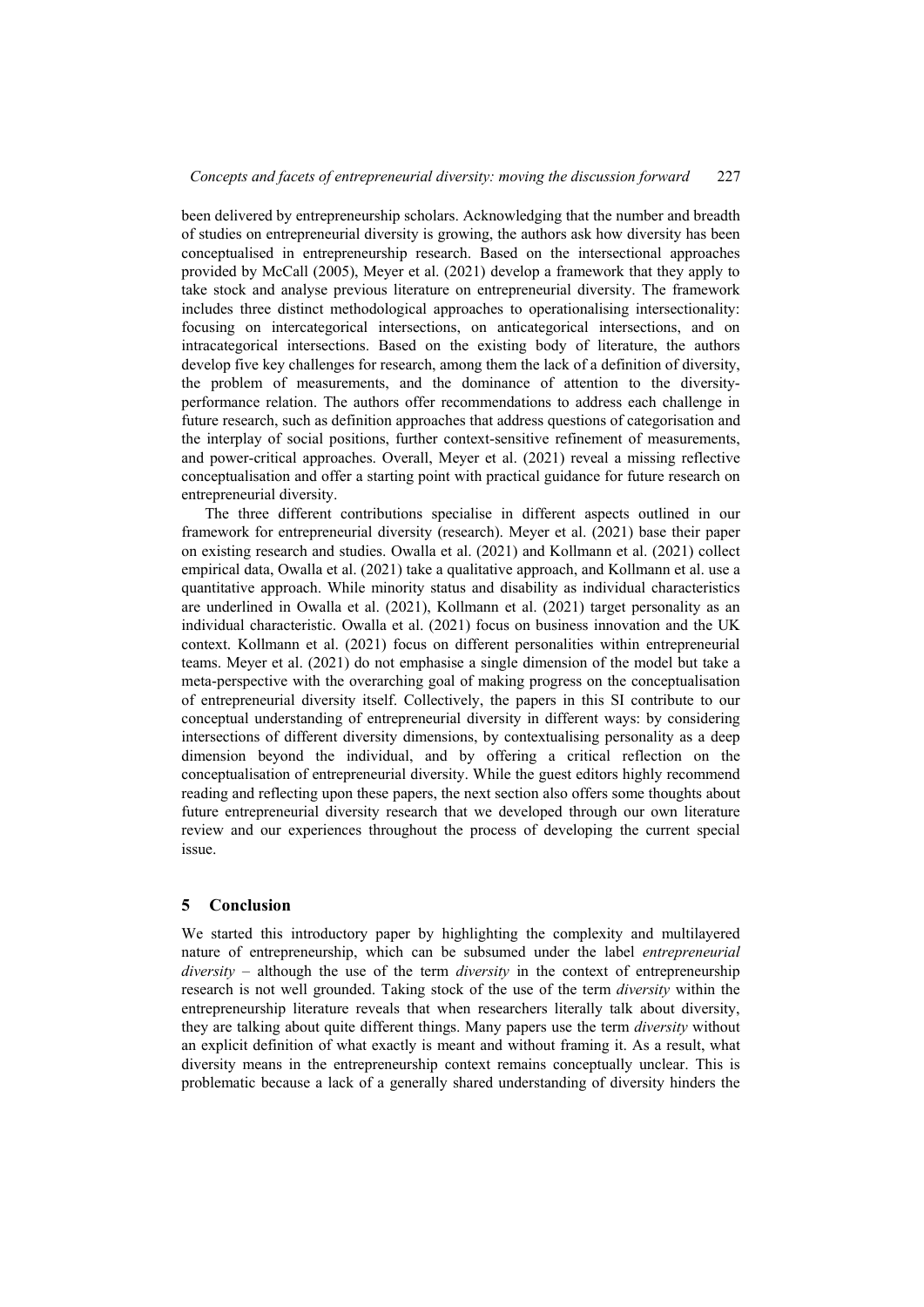been delivered by entrepreneurship scholars. Acknowledging that the number and breadth of studies on entrepreneurial diversity is growing, the authors ask how diversity has been conceptualised in entrepreneurship research. Based on the intersectional approaches provided by McCall (2005), Meyer et al. (2021) develop a framework that they apply to take stock and analyse previous literature on entrepreneurial diversity. The framework includes three distinct methodological approaches to operationalising intersectionality: focusing on intercategorical intersections, on anticategorical intersections, and on intracategorical intersections. Based on the existing body of literature, the authors develop five key challenges for research, among them the lack of a definition of diversity, the problem of measurements, and the dominance of attention to the diversity-performance relation. The authors offer recommendations to address each challenge in future research, such as definition approaches that address questions of categorisation and the interplay of social positions, further context-sensitive refinement of measurements, and power-critical approaches. Overall, Meyer et al. (2021) reveal a missing reflective conceptualisation and offer a starting point with practical guidance for future research on entrepreneurial diversity.

The three different contributions specialise in different aspects outlined in our framework for entrepreneurial diversity (research). Meyer et al. (2021) base their paper on existing research and studies. Owalla et al. (2021) and Kollmann et al. (2021) collect empirical data, Owalla et al. (2021) take a qualitative approach, and Kollmann et al. use a quantitative approach. While minority status and disability as individual characteristics are underlined in Owalla et al. (2021), Kollmann et al. (2021) target personality as an individual characteristic. Owalla et al. (2021) focus on business innovation and the UK context. Kollmann et al. (2021) focus on different personalities within entrepreneurial teams. Meyer et al. (2021) do not emphasise a single dimension of the model but take a meta-perspective with the overarching goal of making progress on the conceptualisation of entrepreneurial diversity itself. Collectively, the papers in this SI contribute to our conceptual understanding of entrepreneurial diversity in different ways: by considering intersections of different diversity dimensions, by contextualising personality as a deep dimension beyond the individual, and by offering a critical reflection on the conceptualisation of entrepreneurial diversity. While the guest editors highly recommend reading and reflecting upon these papers, the next section also offers some thoughts about future entrepreneurial diversity research that we developed through our own literature review and our experiences throughout the process of developing the current special issue.

## 5 Conclusion

We started this introductory paper by highlighting the complexity and multilayered nature of entrepreneurship, which can be subsumed under the label *entrepreneurial diversity* – although the use of the term *diversity* in the context of entrepreneurship research is not well grounded. Taking stock of the use of the term *diversity* within the entrepreneurship literature reveals that when researchers literally talk about diversity, they are talking about quite different things. Many papers use the term *diversity* without an explicit definition of what exactly is meant and without framing it. As a result, what diversity means in the entrepreneurship context remains conceptually unclear. This is problematic because a lack of a generally shared understanding of diversity hinders the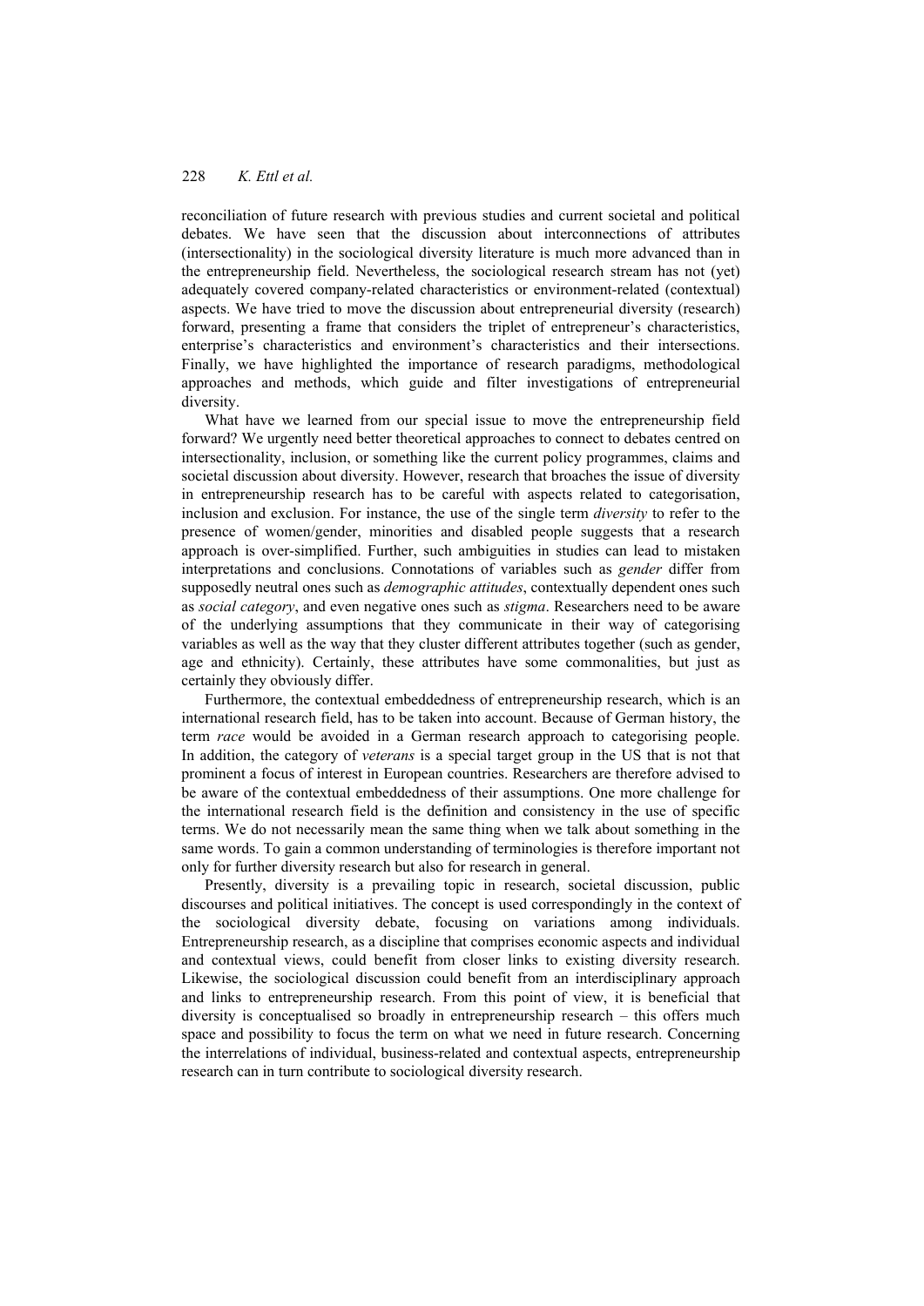reconciliation of future research with previous studies and current societal and political debates. We have seen that the discussion about interconnections of attributes (intersectionality) in the sociological diversity literature is much more advanced than in the entrepreneurship field. Nevertheless, the sociological research stream has not (yet) adequately covered company-related characteristics or environment-related (contextual) aspects. We have tried to move the discussion about entrepreneurial diversity (research) forward, presenting a frame that considers the triplet of entrepreneur's characteristics, enterprise's characteristics and environment's characteristics and their intersections. Finally, we have highlighted the importance of research paradigms, methodological approaches and methods, which guide and filter investigations of entrepreneurial diversity.

What have we learned from our special issue to move the entrepreneurship field forward? We urgently need better theoretical approaches to connect to debates centred on intersectionality, inclusion, or something like the current policy programmes, claims and societal discussion about diversity. However, research that broaches the issue of diversity in entrepreneurship research has to be careful with aspects related to categorisation, inclusion and exclusion. For instance, the use of the single term *diversity* to refer to the presence of women/gender, minorities and disabled people suggests that a research approach is over-simplified. Further, such ambiguities in studies can lead to mistaken interpretations and conclusions. Connotations of variables such as *gender* differ from supposedly neutral ones such as *demographic attitudes*, contextually dependent ones such as *social category*, and even negative ones such as *stigma*. Researchers need to be aware of the underlying assumptions that they communicate in their way of categorising variables as well as the way that they cluster different attributes together (such as gender, age and ethnicity). Certainly, these attributes have some commonalities, but just as certainly they obviously differ.

Furthermore, the contextual embeddedness of entrepreneurship research, which is an international research field, has to be taken into account. Because of German history, the term *race* would be avoided in a German research approach to categorising people. In addition, the category of *veterans* is a special target group in the US that is not that prominent a focus of interest in European countries. Researchers are therefore advised to be aware of the contextual embeddedness of their assumptions. One more challenge for the international research field is the definition and consistency in the use of specific terms. We do not necessarily mean the same thing when we talk about something in the same words. To gain a common understanding of terminologies is therefore important not only for further diversity research but also for research in general.

Presently, diversity is a prevailing topic in research, societal discussion, public discourses and political initiatives. The concept is used correspondingly in the context of the sociological diversity debate, focusing on variations among individuals. Entrepreneurship research, as a discipline that comprises economic aspects and individual and contextual views, could benefit from closer links to existing diversity research. Likewise, the sociological discussion could benefit from an interdisciplinary approach and links to entrepreneurship research. From this point of view, it is beneficial that diversity is conceptualised so broadly in entrepreneurship research – this offers much space and possibility to focus the term on what we need in future research. Concerning the interrelations of individual, business-related and contextual aspects, entrepreneurship research can in turn contribute to sociological diversity research.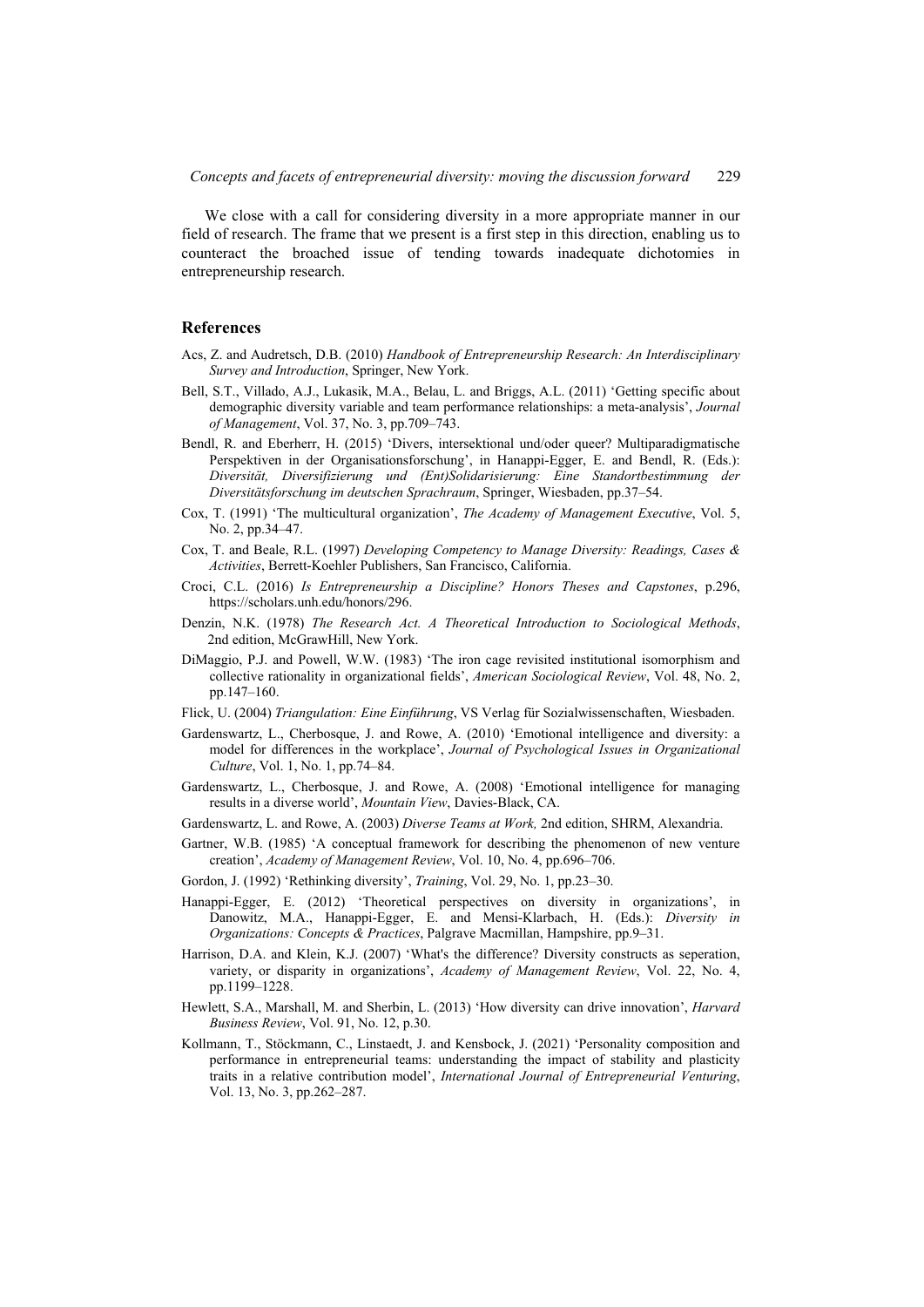We close with a call for considering diversity in a more appropriate manner in our field of research. The frame that we present is a first step in this direction, enabling us to counteract the broached issue of tending towards inadequate dichotomies in entrepreneurship research.

## References

Acs, Z. and Audretsch, D.B. (2010) *Handbook of Entrepreneurship Research: An Interdisciplinary Survey and Introduction*, Springer, New York.

Bell, S.T., Villado, A.J., Lukasik, M.A., Belau, L. and Briggs, A.L. (2011) 'Getting specific about demographic diversity variable and team performance relationships: a meta-analysis', *Journal of Management*, Vol. 37, No. 3, pp.709–743.

Bendl, R. and Eberherr, H. (2015) 'Divers, intersektional und/oder queer? Multiparadigmatische Perspektiven in der Organisationsforschung', in Hanappi-Egger, E. and Bendl, R. (Eds.): *Diversität, Diversifizierung und (Ent)Solidarisierung: Eine Standortbestimmung der Diversitätsforschung im deutschen Sprachraum*, Springer, Wiesbaden, pp.37–54.

Cox, T. (1991) 'The multicultural organization', *The Academy of Management Executive*, Vol. 5, No. 2, pp.34–47.

Cox, T. and Beale, R.L. (1997) *Developing Competency to Manage Diversity: Readings, Cases & Activities*, Berrett-Koehler Publishers, San Francisco, California.

Croci, C.L. (2016) *Is Entrepreneurship a Discipline? Honors Theses and Capstones*, p.296, https://scholars.unh.edu/honors/296.

Denzin, N.K. (1978) *The Research Act. A Theoretical Introduction to Sociological Methods*, 2nd edition, McGrawHill, New York.

DiMaggio, P.J. and Powell, W.W. (1983) 'The iron cage revisited institutional isomorphism and collective rationality in organizational fields', *American Sociological Review*, Vol. 48, No. 2, pp.147–160.

Flick, U. (2004) *Triangulation: Eine Einführung*, VS Verlag für Sozialwissenschaften, Wiesbaden.

Gardenswartz, L., Cherbosque, J. and Rowe, A. (2010) 'Emotional intelligence and diversity: a model for differences in the workplace', *Journal of Psychological Issues in Organizational Culture*, Vol. 1, No. 1, pp.74–84.

Gardenswartz, L., Cherbosque, J. and Rowe, A. (2008) 'Emotional intelligence for managing results in a diverse world', *Mountain View*, Davies-Black, CA.

Gardenswartz, L. and Rowe, A. (2003) *Diverse Teams at Work,* 2nd edition, SHRM, Alexandria.

Gartner, W.B. (1985) 'A conceptual framework for describing the phenomenon of new venture creation', *Academy of Management Review*, Vol. 10, No. 4, pp.696–706.

Gordon, J. (1992) 'Rethinking diversity', *Training*, Vol. 29, No. 1, pp.23–30.

Hanappi-Egger, E. (2012) 'Theoretical perspectives on diversity in organizations', in Danowitz, M.A., Hanappi-Egger, E. and Mensi-Klarbach, H. (Eds.): *Diversity in Organizations: Concepts & Practices*, Palgrave Macmillan, Hampshire, pp.9–31.

Harrison, D.A. and Klein, K.J. (2007) 'What's the difference? Diversity constructs as seperation, variety, or disparity in organizations', *Academy of Management Review*, Vol. 22, No. 4, pp.1199–1228.

Hewlett, S.A., Marshall, M. and Sherbin, L. (2013) 'How diversity can drive innovation', *Harvard Business Review*, Vol. 91, No. 12, p.30.

Kollmann, T., Stöckmann, C., Linstaedt, J. and Kensbock, J. (2021) 'Personality composition and performance in entrepreneurial teams: understanding the impact of stability and plasticity traits in a relative contribution model', *International Journal of Entrepreneurial Venturing*, Vol. 13, No. 3, pp.262–287.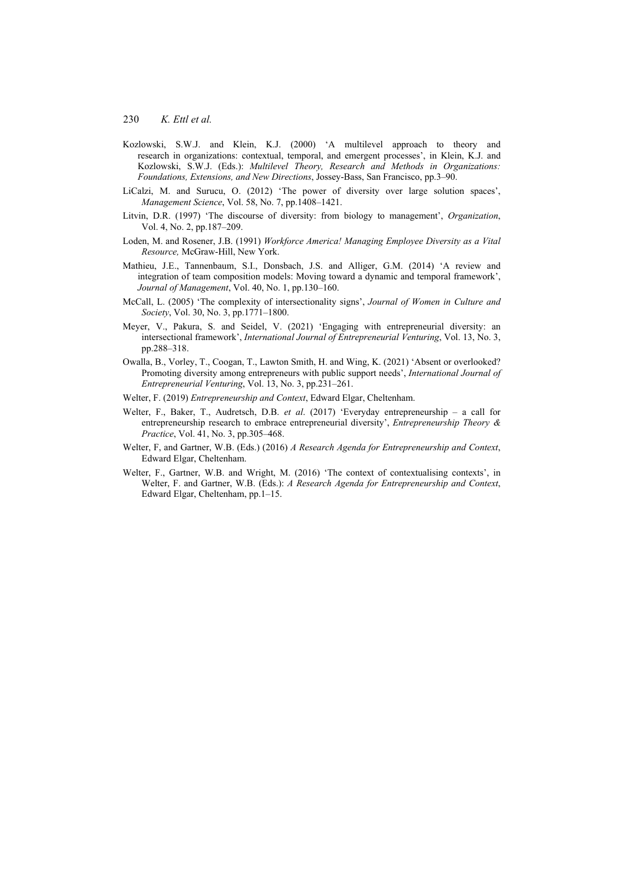Kozlowski, S.W.J. and Klein, K.J. (2000) 'A multilevel approach to theory and research in organizations: contextual, temporal, and emergent processes', in Klein, K.J. and Kozlowski, S.W.J. (Eds.): *Multilevel Theory, Research and Methods in Organizations: Foundations, Extensions, and New Directions*, Jossey-Bass, San Francisco, pp.3–90.

LiCalzi, M. and Surucu, O. (2012) 'The power of diversity over large solution spaces', *Management Science*, Vol. 58, No. 7, pp.1408–1421.

Litvin, D.R. (1997) 'The discourse of diversity: from biology to management', *Organization*, Vol. 4, No. 2, pp.187–209.

Loden, M. and Rosener, J.B. (1991) *Workforce America! Managing Employee Diversity as a Vital Resource,* McGraw-Hill, New York.

Mathieu, J.E., Tannenbaum, S.I., Donsbach, J.S. and Alliger, G.M. (2014) 'A review and integration of team composition models: Moving toward a dynamic and temporal framework', *Journal of Management*, Vol. 40, No. 1, pp.130–160.

McCall, L. (2005) 'The complexity of intersectionality signs', *Journal of Women in Culture and Society*, Vol. 30, No. 3, pp.1771–1800.

Meyer, V., Pakura, S. and Seidel, V. (2021) 'Engaging with entrepreneurial diversity: an intersectional framework', *International Journal of Entrepreneurial Venturing*, Vol. 13, No. 3, pp.288–318.

Owalla, B., Vorley, T., Coogan, T., Lawton Smith, H. and Wing, K. (2021) 'Absent or overlooked? Promoting diversity among entrepreneurs with public support needs', *International Journal of Entrepreneurial Venturing*, Vol. 13, No. 3, pp.231–261.

Welter, F. (2019) *Entrepreneurship and Context*, Edward Elgar, Cheltenham.

Welter, F., Baker, T., Audretsch, D.B. *et al*. (2017) 'Everyday entrepreneurship – a call for entrepreneurship research to embrace entrepreneurial diversity', *Entrepreneurship Theory & Practice*, Vol. 41, No. 3, pp.305–468.

Welter, F, and Gartner, W.B. (Eds.) (2016) *A Research Agenda for Entrepreneurship and Context*, Edward Elgar, Cheltenham.

Welter, F., Gartner, W.B. and Wright, M. (2016) 'The context of contextualising contexts', in Welter, F. and Gartner, W.B. (Eds.): *A Research Agenda for Entrepreneurship and Context*, Edward Elgar, Cheltenham, pp.1–15.